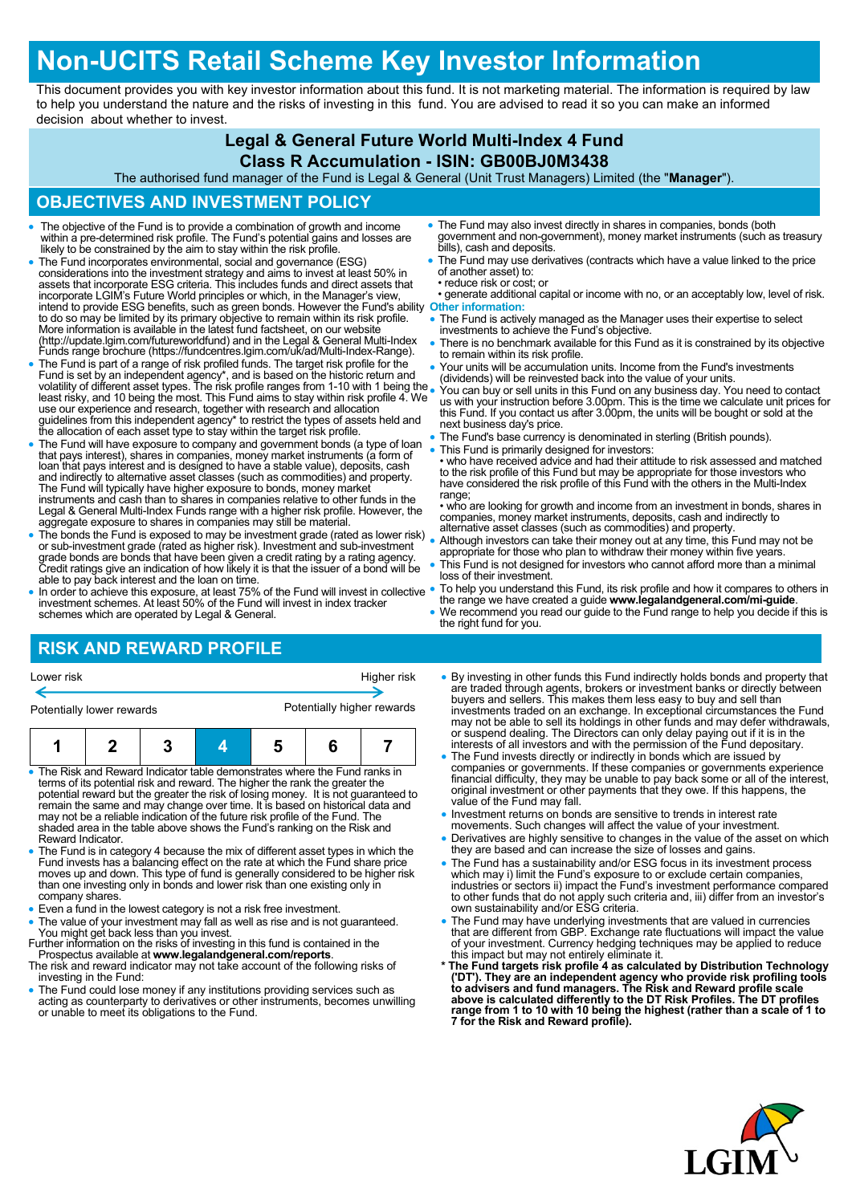# Non-UCITS Retail Scheme Key Investor Information

This document provides you with key investor information about this fund. It is not marketing material. The information is required by law to help you understand the nature and the risks of investing in this fund. You are advised to read it so you can make an informed decision about whether to invest.

## Legal & General Future World Multi-Index 4 Fund
## Class R Accumulation - ISIN: GB00BJ0M3438

The authorised fund manager of the Fund is Legal & General (Unit Trust Managers) Limited (the "**Manager**").

## OBJECTIVES AND INVESTMENT POLICY

- The objective of the Fund is to provide a combination of growth and income within a pre-determined risk profile. The Fund's potential gains and losses are likely to be constrained by the aim to stay within the risk profile.
- The Fund incorporates environmental, social and governance (ESG) considerations into the investment strategy and aims to invest at least 50% in assets that incorporate ESG criteria. This includes funds and direct assets that incorporate LGIM's Future World principles or which, in the Manager's view, intend to provide ESG benefits, such as green bonds. However the Fund's ability to do so may be limited by its primary objective to remain within its risk profile. More information is available in the latest fund factsheet, on our website (http://update.lgim.com/futureworldfund) and in the Legal & General Multi-Index Funds range brochure (https://fundcentres.lgim.com/uk/ad/Multi-Index-Range).
- The Fund is part of a range of risk profiled funds. The target risk profile for the Fund is set by an independent agency*, and is based on the historic return and volatility of different asset types. The risk profile ranges from 1-10 with 1 being the least risky, and 10 being the most. This Fund aims to stay within risk profile 4. We use our experience and research, together with research and allocation guidelines from this independent agency* to restrict the types of assets held and the allocation of each asset type to stay within the target risk profile.
- The Fund will have exposure to company and government bonds (a type of loan that pays interest), shares in companies, money market instruments (a form of loan that pays interest and is designed to have a stable value), deposits, cash and indirectly to alternative asset classes (such as commodities) and property. The Fund will typically have higher exposure to bonds, money market instruments and cash than to shares in companies relative to other funds in the Legal & General Multi-Index Funds range with a higher risk profile. However, the aggregate exposure to shares in companies may still be material.
- The bonds the Fund is exposed to may be investment grade (rated as lower risk) or sub-investment grade (rated as higher risk). Investment and sub-investment grade bonds are bonds that have been given a credit rating by a rating agency. Credit ratings give an indication of how likely it is that the issuer of a bond will be able to pay back interest and the loan on time.
- In order to achieve this exposure, at least 75% of the Fund will invest in collective investment schemes. At least 50% of the Fund will invest in index tracker schemes which are operated by Legal & General.
- The Fund may also invest directly in shares in companies, bonds (both government and non-government), money market instruments (such as treasury bills), cash and deposits.
- The Fund may use derivatives (contracts which have a value linked to the price of another asset) to:
  - reduce risk or cost; or
  - generate additional capital or income with no, or an acceptably low, level of risk.

**Other information:**

- The Fund is actively managed as the Manager uses their expertise to select investments to achieve the Fund's objective.
- There is no benchmark available for this Fund as it is constrained by its objective to remain within its risk profile.
- Your units will be accumulation units. Income from the Fund's investments (dividends) will be reinvested back into the value of your units.
- You can buy or sell units in this Fund on any business day. You need to contact us with your instruction before 3.00pm. This is the time we calculate unit prices for this Fund. If you contact us after 3.00pm, the units will be bought or sold at the next business day's price.
- The Fund's base currency is denominated in sterling (British pounds).
- This Fund is primarily designed for investors:
  - who have received advice and had their attitude to risk assessed and matched to the risk profile of this Fund but may be appropriate for those investors who have considered the risk profile of this Fund with the others in the Multi-Index range;
  - who are looking for growth and income from an investment in bonds, shares in companies, money market instruments, deposits, cash and indirectly to alternative asset classes (such as commodities) and property.
- Although investors can take their money out at any time, this Fund may not be appropriate for those who plan to withdraw their money within five years.
- This Fund is not designed for investors who cannot afford more than a minimal loss of their investment.
- To help you understand this Fund, its risk profile and how it compares to others in the range we have created a guide **www.legalandgeneral.com/mi-guide**.
- We recommend you read our guide to the Fund range to help you decide if this is the right fund for you.

## RISK AND REWARD PROFILE

Lower risk ← → Higher risk

Potentially lower rewards — Potentially higher rewards

| 1 | 2 | 3 | **4** | 5 | 6 | 7 |
|---|---|---|---|---|---|---|

- The Risk and Reward Indicator table demonstrates where the Fund ranks in terms of its potential risk and reward. The higher the rank the greater the potential reward but the greater the risk of losing money. It is not guaranteed to remain the same and may change over time. It is based on historical data and may not be a reliable indication of the future risk profile of the Fund. The shaded area in the table above shows the Fund's ranking on the Risk and Reward Indicator.
- The Fund is in category 4 because the mix of different asset types in which the Fund invests has a balancing effect on the rate at which the Fund share price moves up and down. This type of fund is generally considered to be higher risk than one investing only in bonds and lower risk than one existing only in company shares.
- Even a fund in the lowest category is not a risk free investment.
- The value of your investment may fall as well as rise and is not guaranteed. You might get back less than you invest.

Further information on the risks of investing in this fund is contained in the Prospectus available at **www.legalandgeneral.com/reports**.

The risk and reward indicator may not take account of the following risks of investing in the Fund:

- The Fund could lose money if any institutions providing services such as acting as counterparty to derivatives or other instruments, becomes unwilling or unable to meet its obligations to the Fund.
- By investing in other funds this Fund indirectly holds bonds and property that are traded through agents, brokers or investment banks or directly between buyers and sellers. This makes them less easy to buy and sell than investments traded on an exchange. In exceptional circumstances the Fund may not be able to sell its holdings in other funds and may defer withdrawals, or suspend dealing. The Directors can only delay paying out if it is in the interests of all investors and with the permission of the Fund depositary.
- The Fund invests directly or indirectly in bonds which are issued by companies or governments. If these companies or governments experience financial difficulty, they may be unable to pay back some or all of the interest, original investment or other payments that they owe. If this happens, the value of the Fund may fall.
- Investment returns on bonds are sensitive to trends in interest rate movements. Such changes will affect the value of your investment.
- Derivatives are highly sensitive to changes in the value of the asset on which they are based and can increase the size of losses and gains.
- The Fund has a sustainability and/or ESG focus in its investment process which may i) limit the Fund's exposure to or exclude certain companies, industries or sectors ii) impact the Fund's investment performance compared to other funds that do not apply such criteria and, iii) differ from an investor's own sustainability and/or ESG criteria.
- The Fund may have underlying investments that are valued in currencies that are different from GBP. Exchange rate fluctuations will impact the value of your investment. Currency hedging techniques may be applied to reduce this impact but may not entirely eliminate it.

**\* The Fund targets risk profile 4 as calculated by Distribution Technology ('DT'). They are an independent agency who provide risk profiling tools to advisers and fund managers. The Risk and Reward profile scale above is calculated differently to the DT Risk Profiles. The DT profiles range from 1 to 10 with 10 being the highest (rather than a scale of 1 to 7 for the Risk and Reward profile).**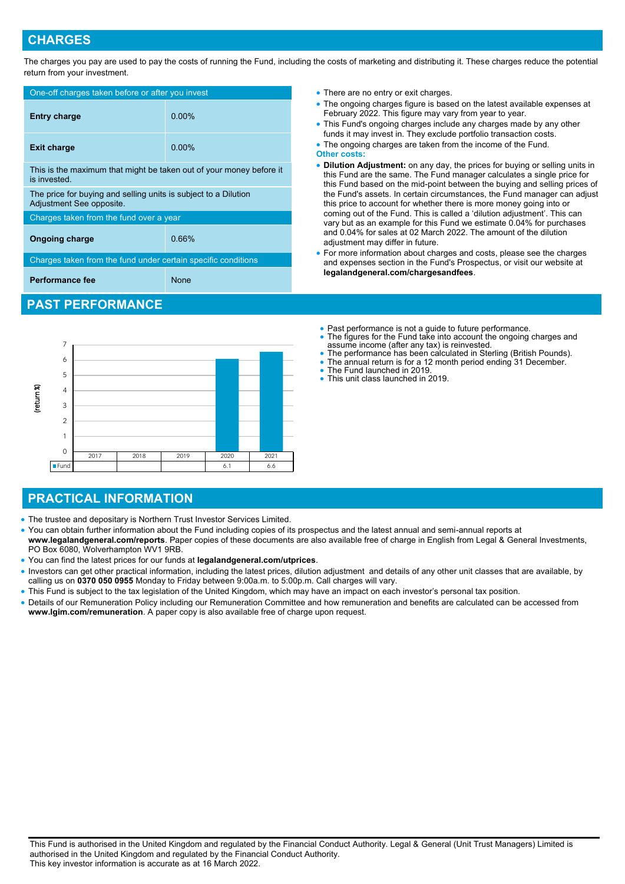## CHARGES

The charges you pay are used to pay the costs of running the Fund, including the costs of marketing and distributing it. These charges reduce the potential return from your investment.

| One-off charges taken before or after you invest | |
|---|---|
| **Entry charge** | 0.00% |
| **Exit charge** | 0.00% |
| This is the maximum that might be taken out of your money before it is invested. | |
| The price for buying and selling units is subject to a Dilution Adjustment See opposite. | |
| Charges taken from the fund over a year | |
| **Ongoing charge** | 0.66% |
| Charges taken from the fund under certain specific conditions | |
| **Performance fee** | None |

- There are no entry or exit charges.
- The ongoing charges figure is based on the latest available expenses at February 2022. This figure may vary from year to year.
- This Fund's ongoing charges include any charges made by any other funds it may invest in. They exclude portfolio transaction costs.
- The ongoing charges are taken from the income of the Fund.

**Other costs:**

- **Dilution Adjustment:** on any day, the prices for buying or selling units in this Fund are the same. The Fund manager calculates a single price for this Fund based on the mid-point between the buying and selling prices of the Fund's assets. In certain circumstances, the Fund manager can adjust this price to account for whether there is more money going into or coming out of the Fund. This is called a 'dilution adjustment'. This can vary but as an example for this Fund we estimate 0.04% for purchases and 0.04% for sales at 02 March 2022. The amount of the dilution adjustment may differ in future.
- For more information about charges and costs, please see the charges and expenses section in the Fund's Prospectus, or visit our website at **legalandgeneral.com/chargesandfees**.

## PAST PERFORMANCE

(return %)

7
6
5
4
3
2
1
0

2017 2018 2019 2020 2021

Fund: 6.1 (2020), 6.6 (2021)

- Past performance is not a guide to future performance.
- The figures for the Fund take into account the ongoing charges and assume income (after any tax) is reinvested.
- The performance has been calculated in Sterling (British Pounds).
- The annual return is for a 12 month period ending 31 December.
- The Fund launched in 2019.
- This unit class launched in 2019.

## PRACTICAL INFORMATION

- The trustee and depositary is Northern Trust Investor Services Limited.
- You can obtain further information about the Fund including copies of its prospectus and the latest annual and semi-annual reports at **www.legalandgeneral.com/reports**. Paper copies of these documents are also available free of charge in English from Legal & General Investments, PO Box 6080, Wolverhampton WV1 9RB.
- You can find the latest prices for our funds at **legalandgeneral.com/utprices**.
- Investors can get other practical information, including the latest prices, dilution adjustment and details of any other unit classes that are available, by calling us on **0370 050 0955** Monday to Friday between 9:00a.m. to 5:00p.m. Call charges will vary.
- This Fund is subject to the tax legislation of the United Kingdom, which may have an impact on each investor's personal tax position.
- Details of our Remuneration Policy including our Remuneration Committee and how remuneration and benefits are calculated can be accessed from **www.lgim.com/remuneration**. A paper copy is also available free of charge upon request.

This Fund is authorised in the United Kingdom and regulated by the Financial Conduct Authority. Legal & General (Unit Trust Managers) Limited is authorised in the United Kingdom and regulated by the Financial Conduct Authority.
This key investor information is accurate as at 16 March 2022.